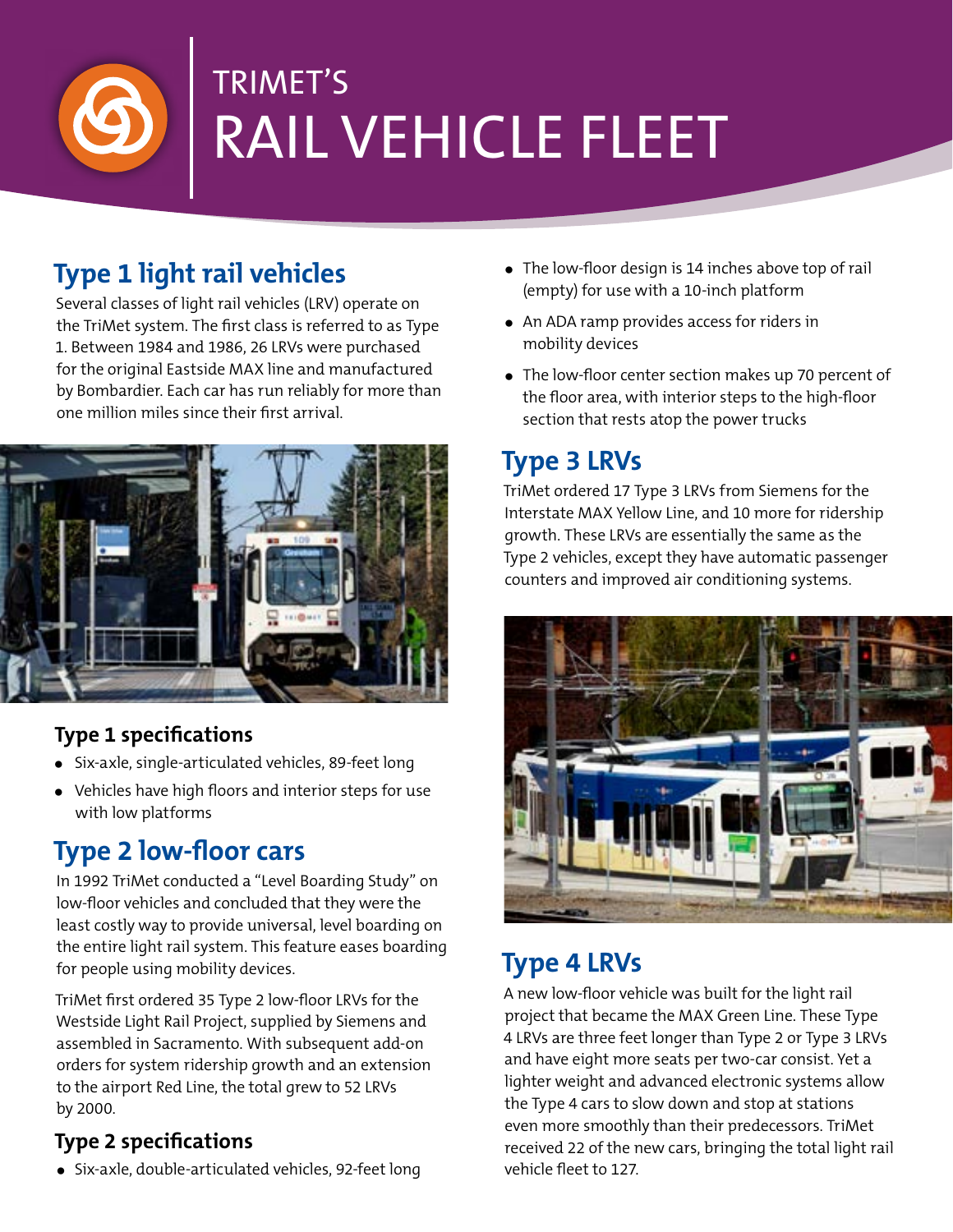# TRIMET'S RAIL VEHICLE FLEET

## Type 1 light rail vehicles

Several classes of light rail vehicles (LRV) operate on the TriMet system. The first class is referred to as Type 1. Between 1984 and 1986, 26 LRVs were purchased for the original Eastside MAX line and manufactured by Bombardier. Each car has run reliably for more than one million miles since their first arrival.

### Type 1 specifications

- Six-axle, single-articulated vehicles, 89-feet long
- Vehicles have high floors and interior steps for use with low platforms

## Type 2 low-floor cars

In 1992 TriMet conducted a "Level Boarding Study" on low-floor vehicles and concluded that they were the least costly way to provide universal, level boarding on the entire light rail system. This feature eases boarding for people using mobility devices.

TriMet first ordered 35 Type 2 low-floor LRVs for the Westside Light Rail Project, supplied by Siemens and assembled in Sacramento. With subsequent add-on orders for system ridership growth and an extension to the airport Red Line, the total grew to 52 LRVs by 2000.

### Type 2 specifications

- Six-axle, double-articulated vehicles, 92-feet long
- The low-floor design is 14 inches above top of rail (empty) for use with a 10-inch platform
- An ADA ramp provides access for riders in mobility devices
- The low-floor center section makes up 70 percent of the floor area, with interior steps to the high-floor section that rests atop the power trucks

## Type 3 LRVs

TriMet ordered 17 Type 3 LRVs from Siemens for the Interstate MAX Yellow Line, and 10 more for ridership growth. These LRVs are essentially the same as the Type 2 vehicles, except they have automatic passenger counters and improved air conditioning systems.

## Type 4 LRVs

A new low-floor vehicle was built for the light rail project that became the MAX Green Line. These Type 4 LRVs are three feet longer than Type 2 or Type 3 LRVs and have eight more seats per two-car consist. Yet a lighter weight and advanced electronic systems allow the Type 4 cars to slow down and stop at stations even more smoothly than their predecessors. TriMet received 22 of the new cars, bringing the total light rail vehicle fleet to 127.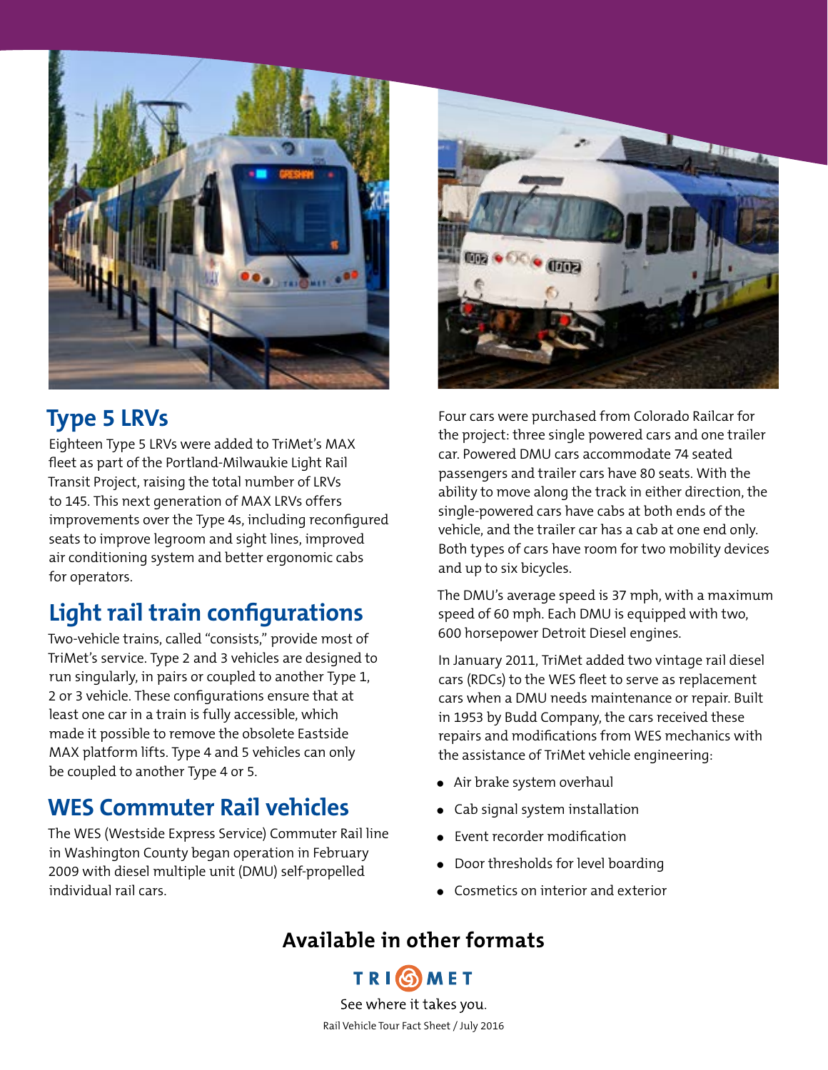## Type 5 LRVs

Eighteen Type 5 LRVs were added to TriMet's MAX fleet as part of the Portland-Milwaukie Light Rail Transit Project, raising the total number of LRVs to 145. This next generation of MAX LRVs offers improvements over the Type 4s, including reconfigured seats to improve legroom and sight lines, improved air conditioning system and better ergonomic cabs for operators.

## Light rail train configurations

Two-vehicle trains, called "consists," provide most of TriMet's service. Type 2 and 3 vehicles are designed to run singularly, in pairs or coupled to another Type 1, 2 or 3 vehicle. These configurations ensure that at least one car in a train is fully accessible, which made it possible to remove the obsolete Eastside MAX platform lifts. Type 4 and 5 vehicles can only be coupled to another Type 4 or 5.

## WES Commuter Rail vehicles

The WES (Westside Express Service) Commuter Rail line in Washington County began operation in February 2009 with diesel multiple unit (DMU) self-propelled individual rail cars.

Four cars were purchased from Colorado Railcar for the project: three single powered cars and one trailer car. Powered DMU cars accommodate 74 seated passengers and trailer cars have 80 seats. With the ability to move along the track in either direction, the single-powered cars have cabs at both ends of the vehicle, and the trailer car has a cab at one end only. Both types of cars have room for two mobility devices and up to six bicycles.

The DMU's average speed is 37 mph, with a maximum speed of 60 mph. Each DMU is equipped with two, 600 horsepower Detroit Diesel engines.

In January 2011, TriMet added two vintage rail diesel cars (RDCs) to the WES fleet to serve as replacement cars when a DMU needs maintenance or repair. Built in 1953 by Budd Company, the cars received these repairs and modifications from WES mechanics with the assistance of TriMet vehicle engineering:

- Air brake system overhaul
- Cab signal system installation
- Event recorder modification
- Door thresholds for level boarding
- Cosmetics on interior and exterior

**Available in other formats**

TRIMET

See where it takes you.

Rail Vehicle Tour Fact Sheet / July 2016